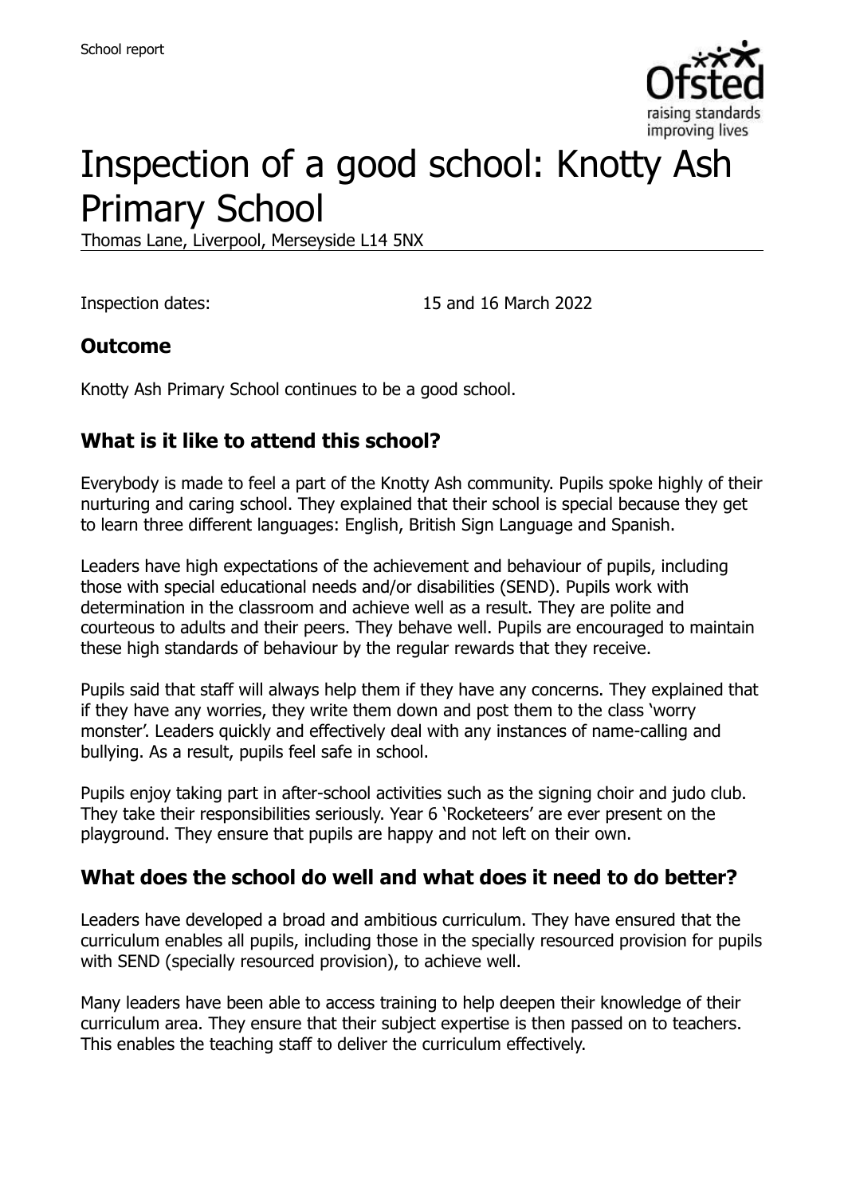# Inspection of a good school: Knotty Ash Primary School

Thomas Lane, Liverpool, Merseyside L14 5NX

Inspection dates: 15 and 16 March 2022

## Outcome

Knotty Ash Primary School continues to be a good school.

## What is it like to attend this school?

Everybody is made to feel a part of the Knotty Ash community. Pupils spoke highly of their nurturing and caring school. They explained that their school is special because they get to learn three different languages: English, British Sign Language and Spanish.

Leaders have high expectations of the achievement and behaviour of pupils, including those with special educational needs and/or disabilities (SEND). Pupils work with determination in the classroom and achieve well as a result. They are polite and courteous to adults and their peers. They behave well. Pupils are encouraged to maintain these high standards of behaviour by the regular rewards that they receive.

Pupils said that staff will always help them if they have any concerns. They explained that if they have any worries, they write them down and post them to the class 'worry monster'. Leaders quickly and effectively deal with any instances of name-calling and bullying. As a result, pupils feel safe in school.

Pupils enjoy taking part in after-school activities such as the signing choir and judo club. They take their responsibilities seriously. Year 6 'Rocketeers' are ever present on the playground. They ensure that pupils are happy and not left on their own.

## What does the school do well and what does it need to do better?

Leaders have developed a broad and ambitious curriculum. They have ensured that the curriculum enables all pupils, including those in the specially resourced provision for pupils with SEND (specially resourced provision), to achieve well.

Many leaders have been able to access training to help deepen their knowledge of their curriculum area. They ensure that their subject expertise is then passed on to teachers. This enables the teaching staff to deliver the curriculum effectively.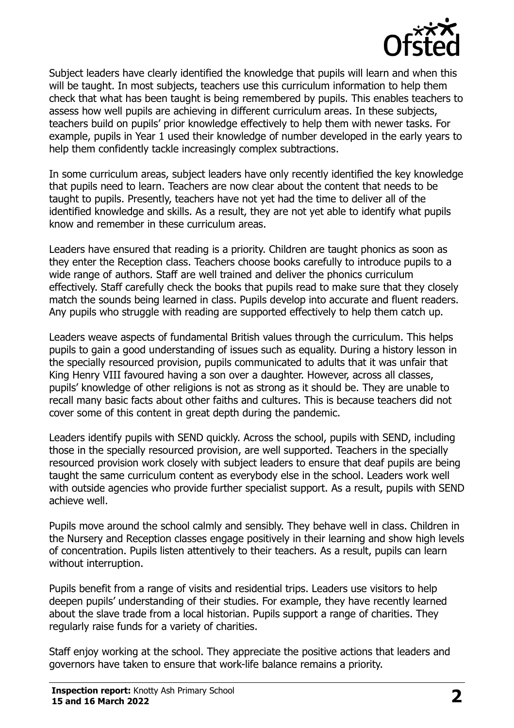Subject leaders have clearly identified the knowledge that pupils will learn and when this will be taught. In most subjects, teachers use this curriculum information to help them check that what has been taught is being remembered by pupils. This enables teachers to assess how well pupils are achieving in different curriculum areas. In these subjects, teachers build on pupils' prior knowledge effectively to help them with newer tasks. For example, pupils in Year 1 used their knowledge of number developed in the early years to help them confidently tackle increasingly complex subtractions.

In some curriculum areas, subject leaders have only recently identified the key knowledge that pupils need to learn. Teachers are now clear about the content that needs to be taught to pupils. Presently, teachers have not yet had the time to deliver all of the identified knowledge and skills. As a result, they are not yet able to identify what pupils know and remember in these curriculum areas.

Leaders have ensured that reading is a priority. Children are taught phonics as soon as they enter the Reception class. Teachers choose books carefully to introduce pupils to a wide range of authors. Staff are well trained and deliver the phonics curriculum effectively. Staff carefully check the books that pupils read to make sure that they closely match the sounds being learned in class. Pupils develop into accurate and fluent readers. Any pupils who struggle with reading are supported effectively to help them catch up.

Leaders weave aspects of fundamental British values through the curriculum. This helps pupils to gain a good understanding of issues such as equality. During a history lesson in the specially resourced provision, pupils communicated to adults that it was unfair that King Henry VIII favoured having a son over a daughter. However, across all classes, pupils' knowledge of other religions is not as strong as it should be. They are unable to recall many basic facts about other faiths and cultures. This is because teachers did not cover some of this content in great depth during the pandemic.

Leaders identify pupils with SEND quickly. Across the school, pupils with SEND, including those in the specially resourced provision, are well supported. Teachers in the specially resourced provision work closely with subject leaders to ensure that deaf pupils are being taught the same curriculum content as everybody else in the school. Leaders work well with outside agencies who provide further specialist support. As a result, pupils with SEND achieve well.

Pupils move around the school calmly and sensibly. They behave well in class. Children in the Nursery and Reception classes engage positively in their learning and show high levels of concentration. Pupils listen attentively to their teachers. As a result, pupils can learn without interruption.

Pupils benefit from a range of visits and residential trips. Leaders use visitors to help deepen pupils' understanding of their studies. For example, they have recently learned about the slave trade from a local historian. Pupils support a range of charities. They regularly raise funds for a variety of charities.

Staff enjoy working at the school. They appreciate the positive actions that leaders and governors have taken to ensure that work-life balance remains a priority.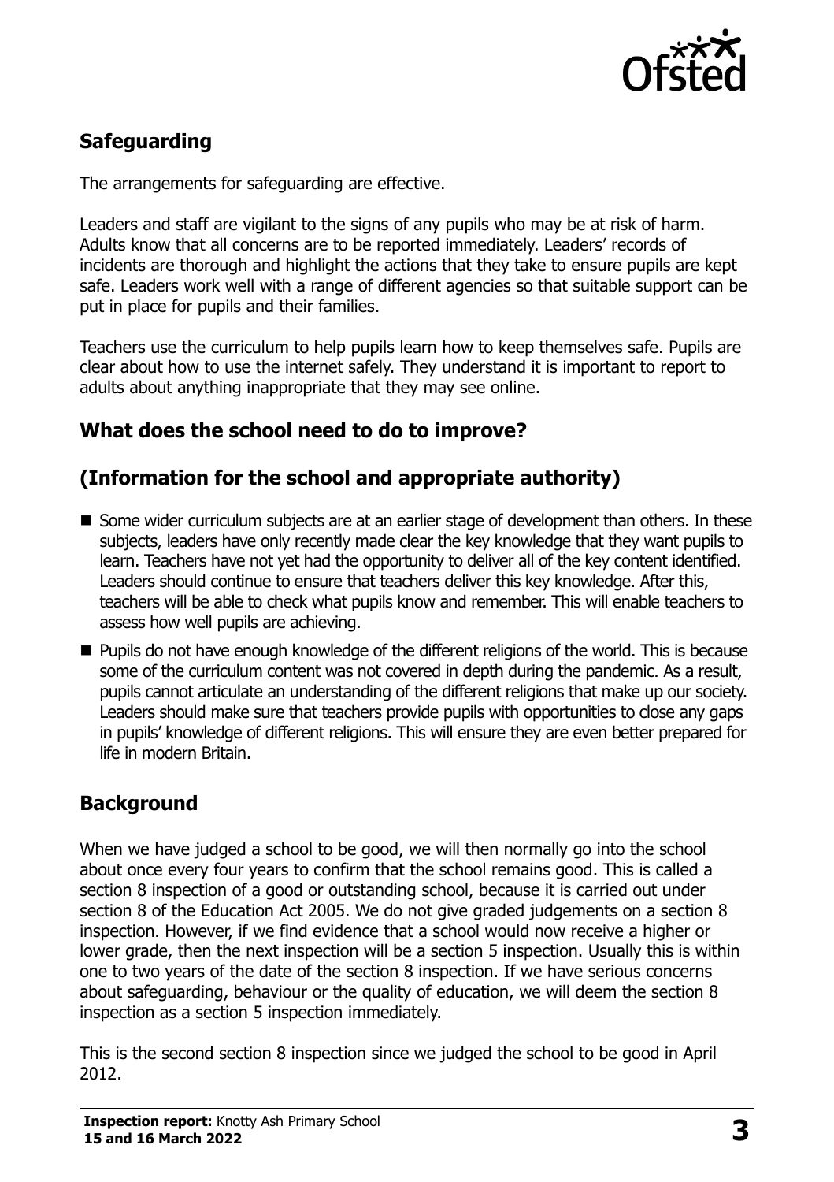## Safeguarding

The arrangements for safeguarding are effective.

Leaders and staff are vigilant to the signs of any pupils who may be at risk of harm. Adults know that all concerns are to be reported immediately. Leaders' records of incidents are thorough and highlight the actions that they take to ensure pupils are kept safe. Leaders work well with a range of different agencies so that suitable support can be put in place for pupils and their families.

Teachers use the curriculum to help pupils learn how to keep themselves safe. Pupils are clear about how to use the internet safely. They understand it is important to report to adults about anything inappropriate that they may see online.

## What does the school need to do to improve?

## (Information for the school and appropriate authority)

- Some wider curriculum subjects are at an earlier stage of development than others. In these subjects, leaders have only recently made clear the key knowledge that they want pupils to learn. Teachers have not yet had the opportunity to deliver all of the key content identified. Leaders should continue to ensure that teachers deliver this key knowledge. After this, teachers will be able to check what pupils know and remember. This will enable teachers to assess how well pupils are achieving.
- Pupils do not have enough knowledge of the different religions of the world. This is because some of the curriculum content was not covered in depth during the pandemic. As a result, pupils cannot articulate an understanding of the different religions that make up our society. Leaders should make sure that teachers provide pupils with opportunities to close any gaps in pupils' knowledge of different religions. This will ensure they are even better prepared for life in modern Britain.

## Background

When we have judged a school to be good, we will then normally go into the school about once every four years to confirm that the school remains good. This is called a section 8 inspection of a good or outstanding school, because it is carried out under section 8 of the Education Act 2005. We do not give graded judgements on a section 8 inspection. However, if we find evidence that a school would now receive a higher or lower grade, then the next inspection will be a section 5 inspection. Usually this is within one to two years of the date of the section 8 inspection. If we have serious concerns about safeguarding, behaviour or the quality of education, we will deem the section 8 inspection as a section 5 inspection immediately.

This is the second section 8 inspection since we judged the school to be good in April 2012.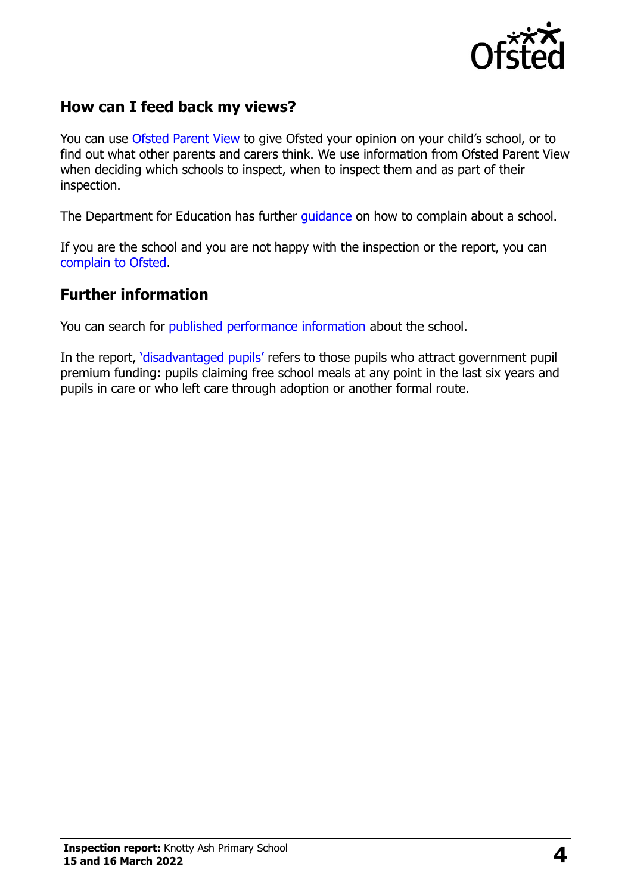## How can I feed back my views?

You can use Ofsted Parent View to give Ofsted your opinion on your child's school, or to find out what other parents and carers think. We use information from Ofsted Parent View when deciding which schools to inspect, when to inspect them and as part of their inspection.

The Department for Education has further guidance on how to complain about a school.

If you are the school and you are not happy with the inspection or the report, you can complain to Ofsted.

## Further information

You can search for published performance information about the school.

In the report, 'disadvantaged pupils' refers to those pupils who attract government pupil premium funding: pupils claiming free school meals at any point in the last six years and pupils in care or who left care through adoption or another formal route.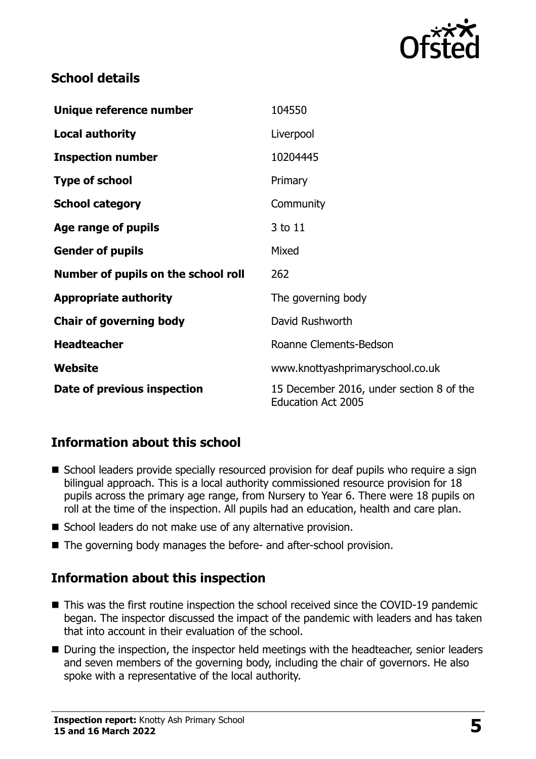## School details

| | |
|---|---|
| **Unique reference number** | 104550 |
| **Local authority** | Liverpool |
| **Inspection number** | 10204445 |
| **Type of school** | Primary |
| **School category** | Community |
| **Age range of pupils** | 3 to 11 |
| **Gender of pupils** | Mixed |
| **Number of pupils on the school roll** | 262 |
| **Appropriate authority** | The governing body |
| **Chair of governing body** | David Rushworth |
| **Headteacher** | Roanne Clements-Bedson |
| **Website** | www.knottyashprimaryschool.co.uk |
| **Date of previous inspection** | 15 December 2016, under section 8 of the Education Act 2005 |

## Information about this school

- School leaders provide specially resourced provision for deaf pupils who require a sign bilingual approach. This is a local authority commissioned resource provision for 18 pupils across the primary age range, from Nursery to Year 6. There were 18 pupils on roll at the time of the inspection. All pupils had an education, health and care plan.
- School leaders do not make use of any alternative provision.
- The governing body manages the before- and after-school provision.

## Information about this inspection

- This was the first routine inspection the school received since the COVID-19 pandemic began. The inspector discussed the impact of the pandemic with leaders and has taken that into account in their evaluation of the school.
- During the inspection, the inspector held meetings with the headteacher, senior leaders and seven members of the governing body, including the chair of governors. He also spoke with a representative of the local authority.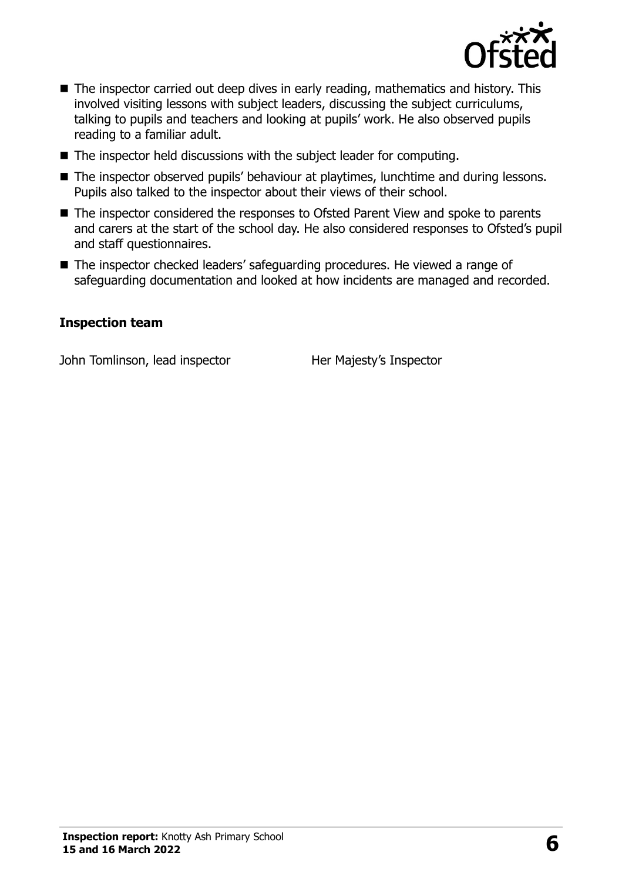- The inspector carried out deep dives in early reading, mathematics and history. This involved visiting lessons with subject leaders, discussing the subject curriculums, talking to pupils and teachers and looking at pupils' work. He also observed pupils reading to a familiar adult.
- The inspector held discussions with the subject leader for computing.
- The inspector observed pupils' behaviour at playtimes, lunchtime and during lessons. Pupils also talked to the inspector about their views of their school.
- The inspector considered the responses to Ofsted Parent View and spoke to parents and carers at the start of the school day. He also considered responses to Ofsted's pupil and staff questionnaires.
- The inspector checked leaders' safeguarding procedures. He viewed a range of safeguarding documentation and looked at how incidents are managed and recorded.

### Inspection team

| | |
|---|---|
| John Tomlinson, lead inspector | Her Majesty's Inspector |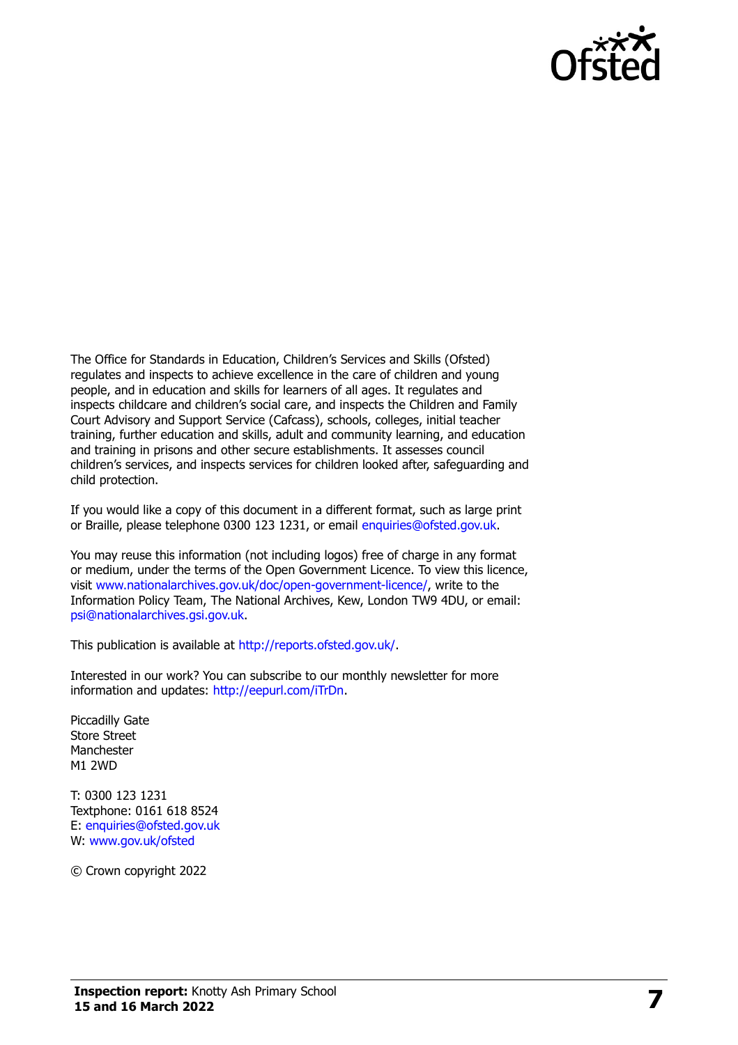The Office for Standards in Education, Children's Services and Skills (Ofsted) regulates and inspects to achieve excellence in the care of children and young people, and in education and skills for learners of all ages. It regulates and inspects childcare and children's social care, and inspects the Children and Family Court Advisory and Support Service (Cafcass), schools, colleges, initial teacher training, further education and skills, adult and community learning, and education and training in prisons and other secure establishments. It assesses council children's services, and inspects services for children looked after, safeguarding and child protection.

If you would like a copy of this document in a different format, such as large print or Braille, please telephone 0300 123 1231, or email enquiries@ofsted.gov.uk.

You may reuse this information (not including logos) free of charge in any format or medium, under the terms of the Open Government Licence. To view this licence, visit www.nationalarchives.gov.uk/doc/open-government-licence/, write to the Information Policy Team, The National Archives, Kew, London TW9 4DU, or email: psi@nationalarchives.gsi.gov.uk.

This publication is available at http://reports.ofsted.gov.uk/.

Interested in our work? You can subscribe to our monthly newsletter for more information and updates: http://eepurl.com/iTrDn.

Piccadilly Gate
Store Street
Manchester
M1 2WD

T: 0300 123 1231
Textphone: 0161 618 8524
E: enquiries@ofsted.gov.uk
W: www.gov.uk/ofsted

© Crown copyright 2022